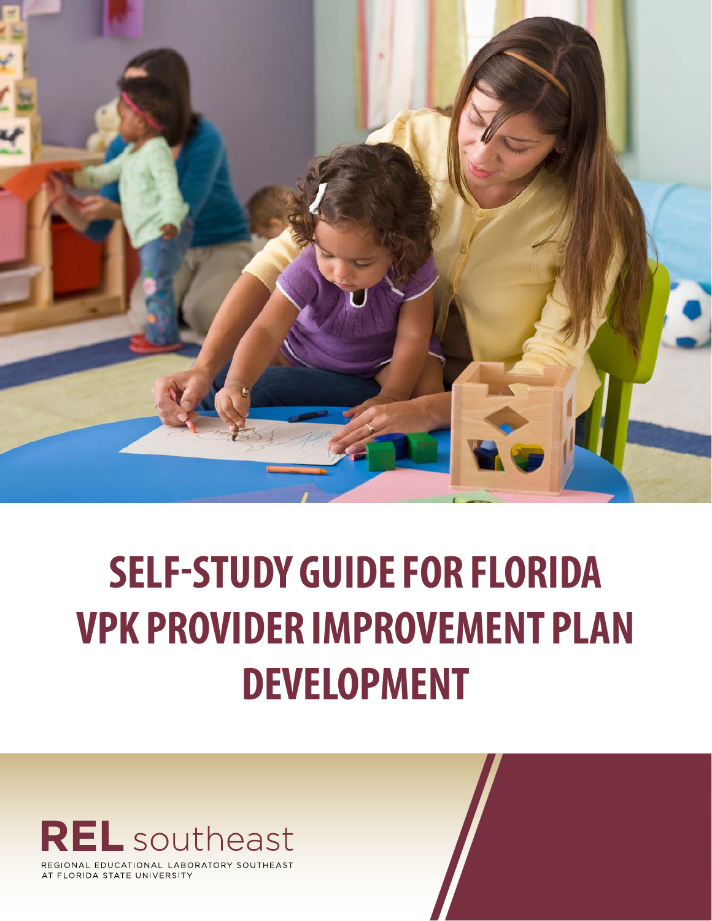# SELF-STUDY GUIDE FOR FLORIDA VPK PROVIDER IMPROVEMENT PLAN DEVELOPMENT

REL southeast

REGIONAL EDUCATIONAL LABORATORY SOUTHEAST AT FLORIDA STATE UNIVERSITY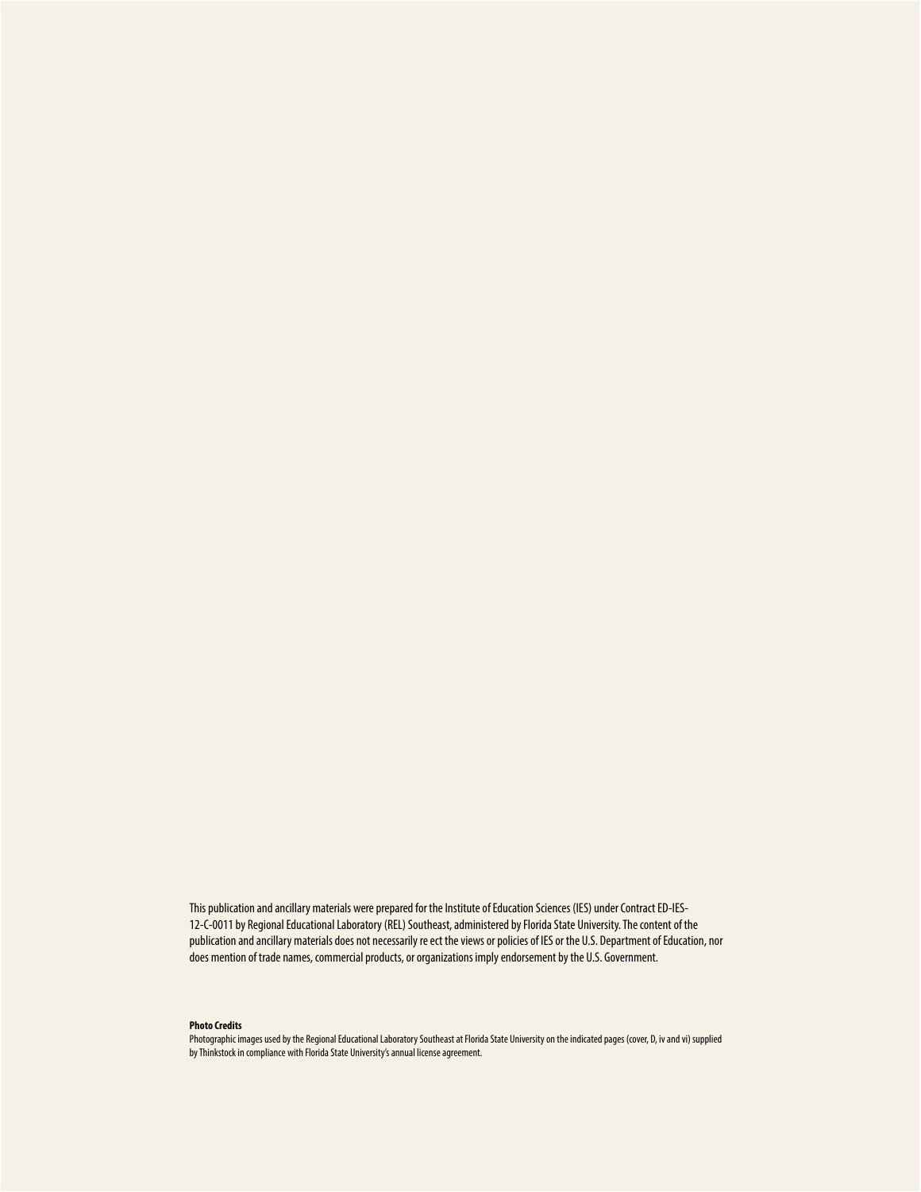This publication and ancillary materials were prepared for the Institute of Education Sciences (IES) under Contract ED-IES-12-C-0011 by Regional Educational Laboratory (REL) Southeast, administered by Florida State University. The content of the publication and ancillary materials does not necessarily re ect the views or policies of IES or the U.S. Department of Education, nor does mention of trade names, commercial products, or organizations imply endorsement by the U.S. Government.

**Photo Credits**

Photographic images used by the Regional Educational Laboratory Southeast at Florida State University on the indicated pages (cover, D, iv and vi) supplied by Thinkstock in compliance with Florida State University's annual license agreement.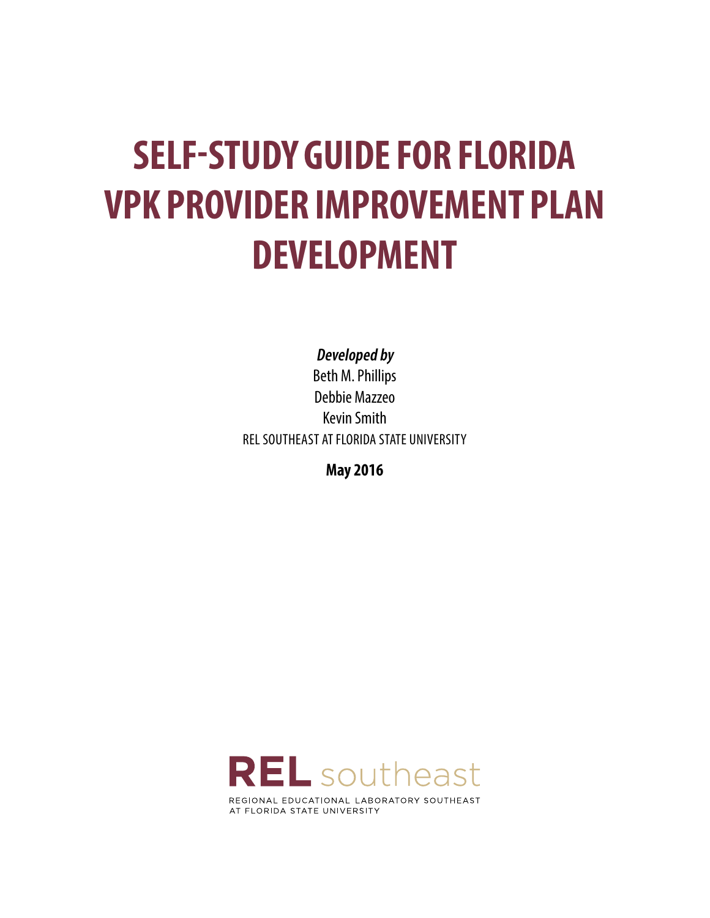# SELF-STUDY GUIDE FOR FLORIDA VPK PROVIDER IMPROVEMENT PLAN DEVELOPMENT

***Developed by***

Beth M. Phillips

Debbie Mazzeo

Kevin Smith

REL SOUTHEAST AT FLORIDA STATE UNIVERSITY

**May 2016**

**REL** southeast

REGIONAL EDUCATIONAL LABORATORY SOUTHEAST AT FLORIDA STATE UNIVERSITY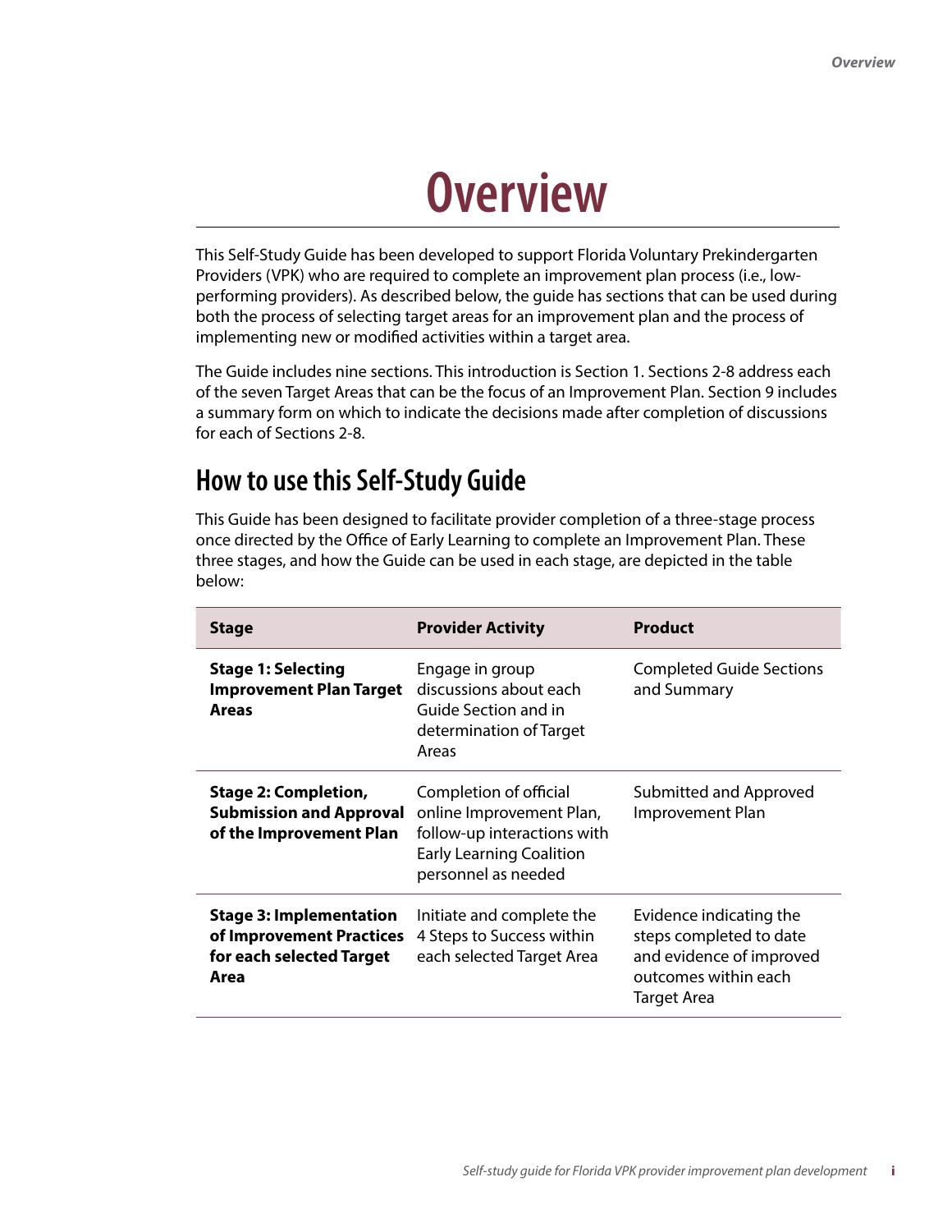# Overview

This Self-Study Guide has been developed to support Florida Voluntary Prekindergarten Providers (VPK) who are required to complete an improvement plan process (i.e., low-performing providers). As described below, the guide has sections that can be used during both the process of selecting target areas for an improvement plan and the process of implementing new or modified activities within a target area.

The Guide includes nine sections. This introduction is Section 1. Sections 2-8 address each of the seven Target Areas that can be the focus of an Improvement Plan. Section 9 includes a summary form on which to indicate the decisions made after completion of discussions for each of Sections 2-8.

## How to use this Self-Study Guide

This Guide has been designed to facilitate provider completion of a three-stage process once directed by the Office of Early Learning to complete an Improvement Plan. These three stages, and how the Guide can be used in each stage, are depicted in the table below:

| Stage | Provider Activity | Product |
|---|---|---|
| **Stage 1: Selecting Improvement Plan Target Areas** | Engage in group discussions about each Guide Section and in determination of Target Areas | Completed Guide Sections and Summary |
| **Stage 2: Completion, Submission and Approval of the Improvement Plan** | Completion of official online Improvement Plan, follow-up interactions with Early Learning Coalition personnel as needed | Submitted and Approved Improvement Plan |
| **Stage 3: Implementation of Improvement Practices for each selected Target Area** | Initiate and complete the 4 Steps to Success within each selected Target Area | Evidence indicating the steps completed to date and evidence of improved outcomes within each Target Area |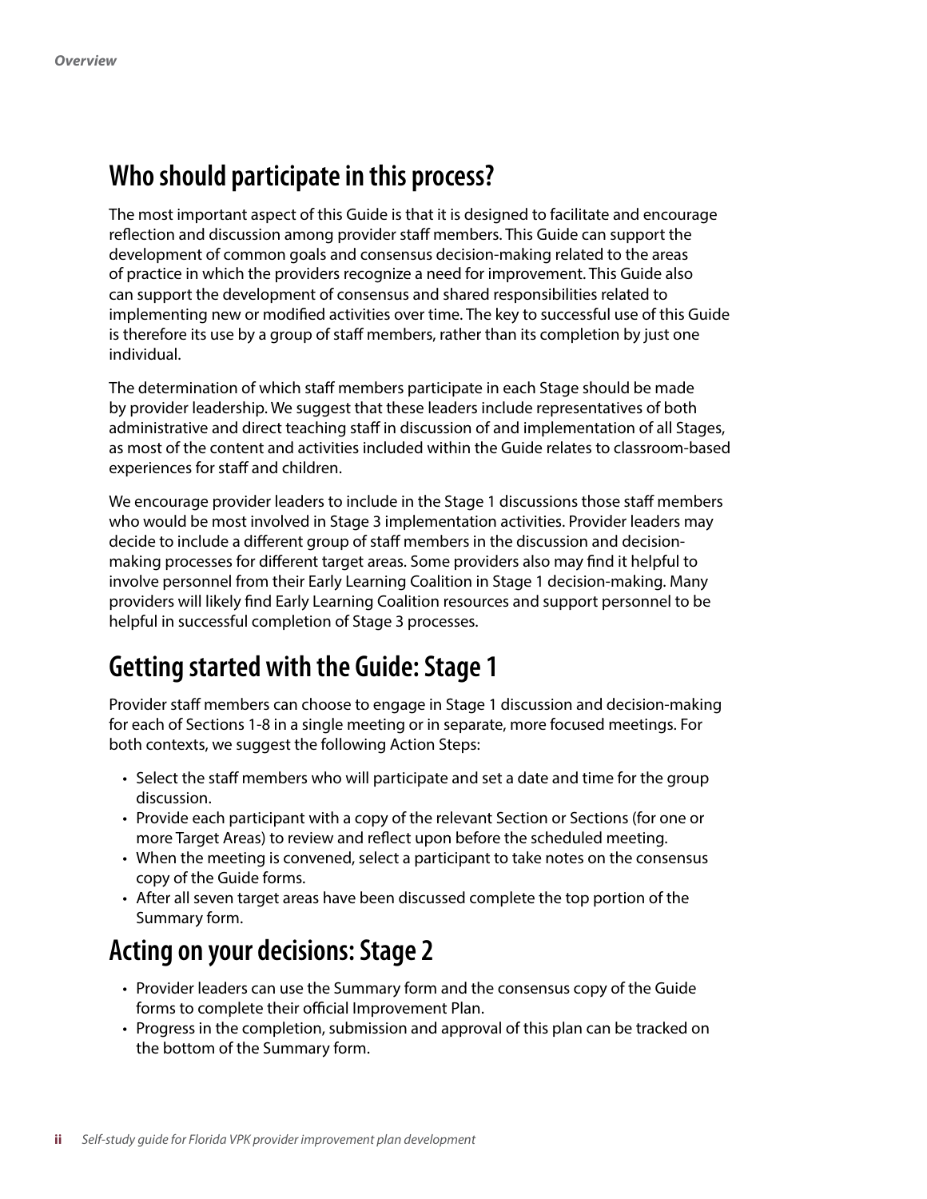## Who should participate in this process?

The most important aspect of this Guide is that it is designed to facilitate and encourage reflection and discussion among provider staff members. This Guide can support the development of common goals and consensus decision-making related to the areas of practice in which the providers recognize a need for improvement. This Guide also can support the development of consensus and shared responsibilities related to implementing new or modified activities over time. The key to successful use of this Guide is therefore its use by a group of staff members, rather than its completion by just one individual.

The determination of which staff members participate in each Stage should be made by provider leadership. We suggest that these leaders include representatives of both administrative and direct teaching staff in discussion of and implementation of all Stages, as most of the content and activities included within the Guide relates to classroom-based experiences for staff and children.

We encourage provider leaders to include in the Stage 1 discussions those staff members who would be most involved in Stage 3 implementation activities. Provider leaders may decide to include a different group of staff members in the discussion and decision-making processes for different target areas. Some providers also may find it helpful to involve personnel from their Early Learning Coalition in Stage 1 decision-making. Many providers will likely find Early Learning Coalition resources and support personnel to be helpful in successful completion of Stage 3 processes.

## Getting started with the Guide: Stage 1

Provider staff members can choose to engage in Stage 1 discussion and decision-making for each of Sections 1-8 in a single meeting or in separate, more focused meetings. For both contexts, we suggest the following Action Steps:

- Select the staff members who will participate and set a date and time for the group discussion.
- Provide each participant with a copy of the relevant Section or Sections (for one or more Target Areas) to review and reflect upon before the scheduled meeting.
- When the meeting is convened, select a participant to take notes on the consensus copy of the Guide forms.
- After all seven target areas have been discussed complete the top portion of the Summary form.

## Acting on your decisions: Stage 2

- Provider leaders can use the Summary form and the consensus copy of the Guide forms to complete their official Improvement Plan.
- Progress in the completion, submission and approval of this plan can be tracked on the bottom of the Summary form.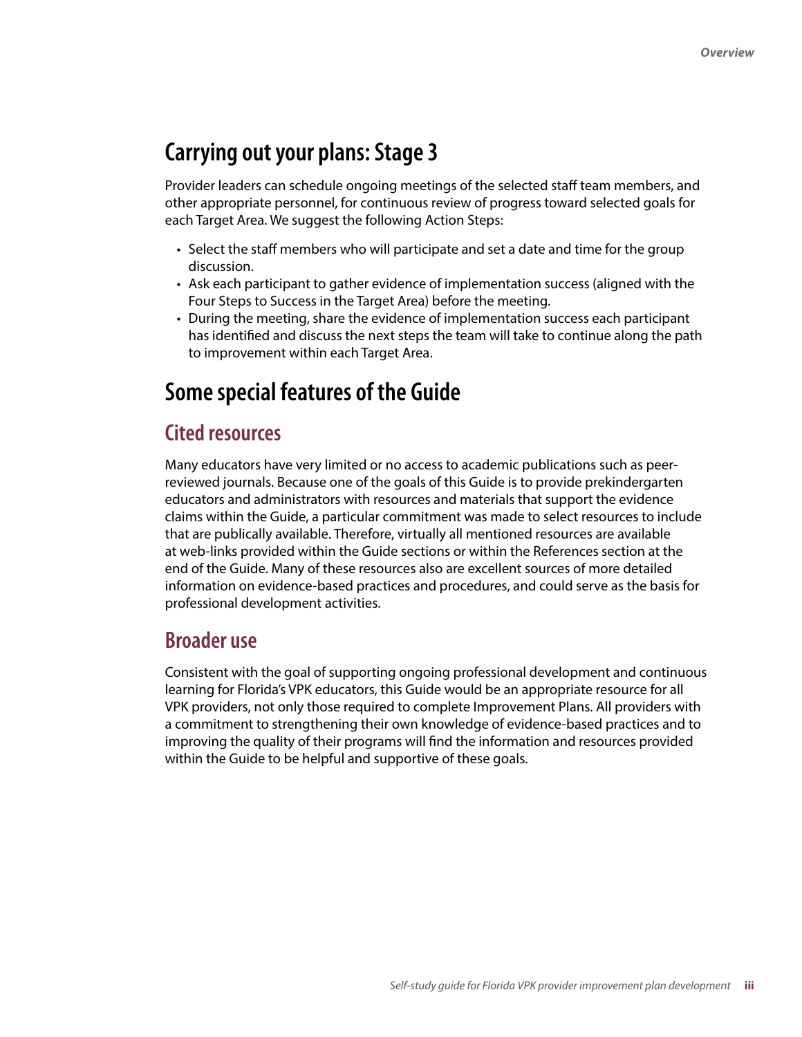## Carrying out your plans: Stage 3

Provider leaders can schedule ongoing meetings of the selected staff team members, and other appropriate personnel, for continuous review of progress toward selected goals for each Target Area. We suggest the following Action Steps:

- Select the staff members who will participate and set a date and time for the group discussion.
- Ask each participant to gather evidence of implementation success (aligned with the Four Steps to Success in the Target Area) before the meeting.
- During the meeting, share the evidence of implementation success each participant has identified and discuss the next steps the team will take to continue along the path to improvement within each Target Area.

## Some special features of the Guide

### Cited resources

Many educators have very limited or no access to academic publications such as peer-reviewed journals. Because one of the goals of this Guide is to provide prekindergarten educators and administrators with resources and materials that support the evidence claims within the Guide, a particular commitment was made to select resources to include that are publically available. Therefore, virtually all mentioned resources are available at web-links provided within the Guide sections or within the References section at the end of the Guide. Many of these resources also are excellent sources of more detailed information on evidence-based practices and procedures, and could serve as the basis for professional development activities.

### Broader use

Consistent with the goal of supporting ongoing professional development and continuous learning for Florida's VPK educators, this Guide would be an appropriate resource for all VPK providers, not only those required to complete Improvement Plans. All providers with a commitment to strengthening their own knowledge of evidence-based practices and to improving the quality of their programs will find the information and resources provided within the Guide to be helpful and supportive of these goals.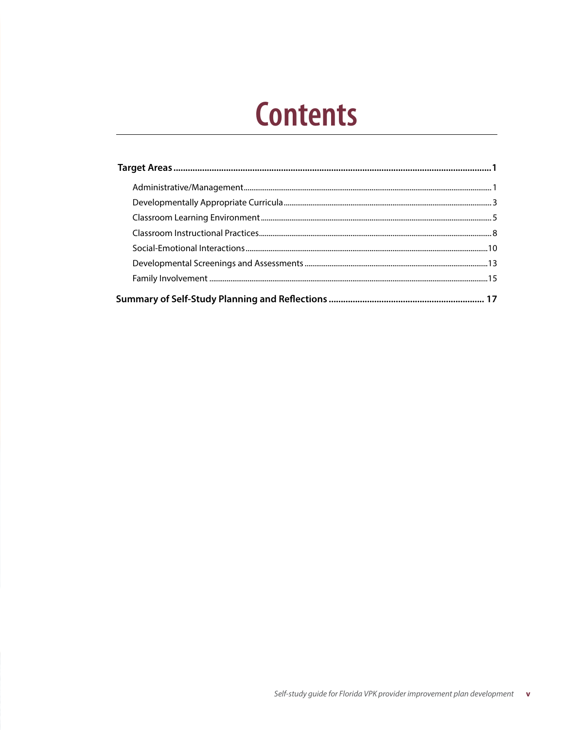# Contents

**Target Areas** .................................................... **1**

- Administrative/Management .................................................... 1
- Developmentally Appropriate Curricula .................................................... 3
- Classroom Learning Environment .................................................... 5
- Classroom Instructional Practices .................................................... 8
- Social-Emotional Interactions .................................................... 10
- Developmental Screenings and Assessments .................................................... 13
- Family Involvement .................................................... 15

**Summary of Self-Study Planning and Reflections** .................................................... **17**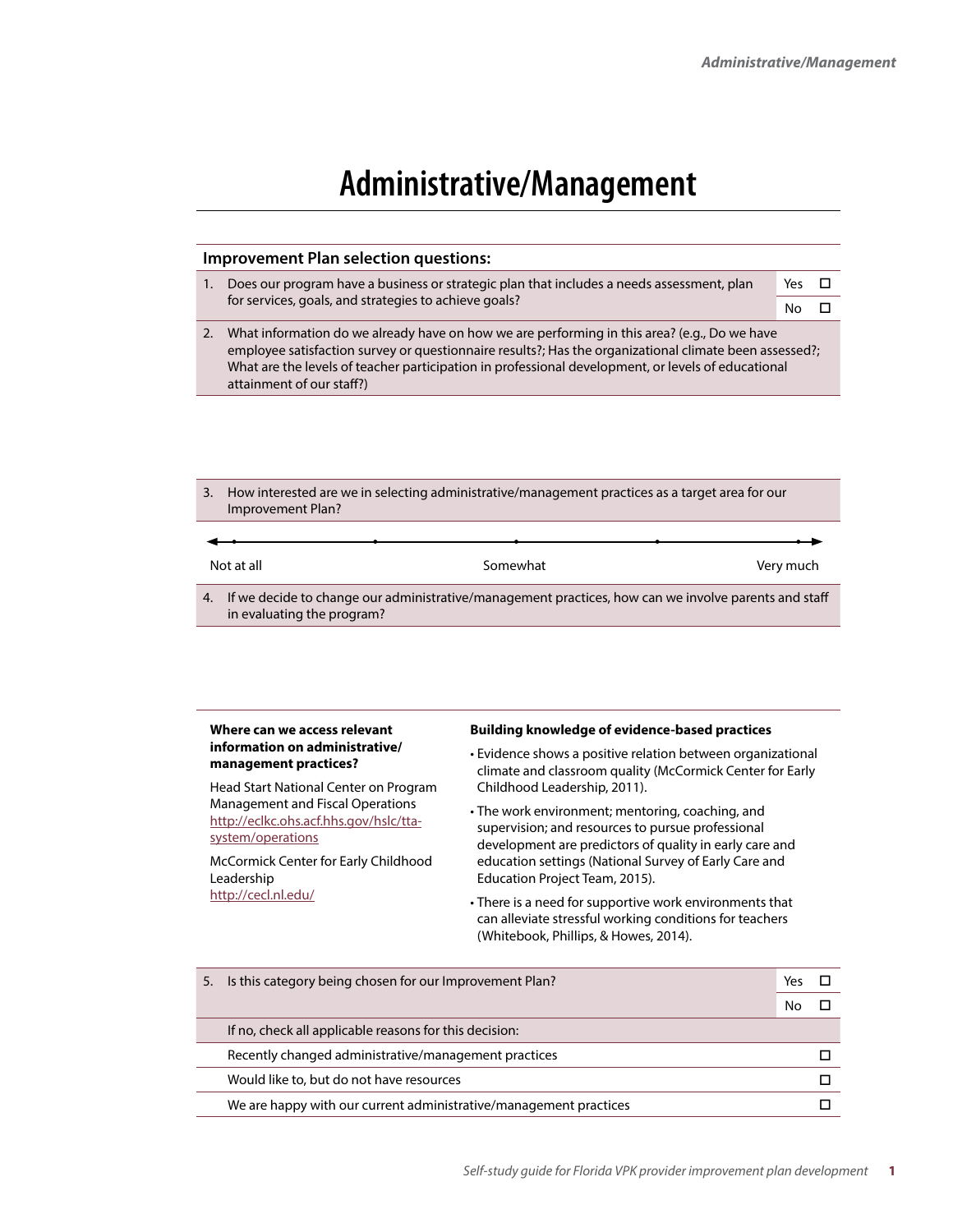# Administrative/Management

## Improvement Plan selection questions:

1. Does our program have a business or strategic plan that includes a needs assessment, plan for services, goals, and strategies to achieve goals?

   Yes ☐
   No ☐

2. What information do we already have on how we are performing in this area? (e.g., Do we have employee satisfaction survey or questionnaire results?; Has the organizational climate been assessed?; What are the levels of teacher participation in professional development, or levels of educational attainment of our staff?)

3. How interested are we in selecting administrative/management practices as a target area for our Improvement Plan?

   Not at all — Somewhat — Very much

4. If we decide to change our administrative/management practices, how can we involve parents and staff in evaluating the program?

**Where can we access relevant information on administrative/ management practices?**

Head Start National Center on Program Management and Fiscal Operations
http://eclkc.ohs.acf.hhs.gov/hslc/tta-system/operations

McCormick Center for Early Childhood Leadership
http://cecl.nl.edu/

**Building knowledge of evidence-based practices**

- Evidence shows a positive relation between organizational climate and classroom quality (McCormick Center for Early Childhood Leadership, 2011).
- The work environment; mentoring, coaching, and supervision; and resources to pursue professional development are predictors of quality in early care and education settings (National Survey of Early Care and Education Project Team, 2015).
- There is a need for supportive work environments that can alleviate stressful working conditions for teachers (Whitebook, Phillips, & Howes, 2014).

5. Is this category being chosen for our Improvement Plan?

   Yes ☐
   No ☐

   If no, check all applicable reasons for this decision:

   - Recently changed administrative/management practices ☐
   - Would like to, but do not have resources ☐
   - We are happy with our current administrative/management practices ☐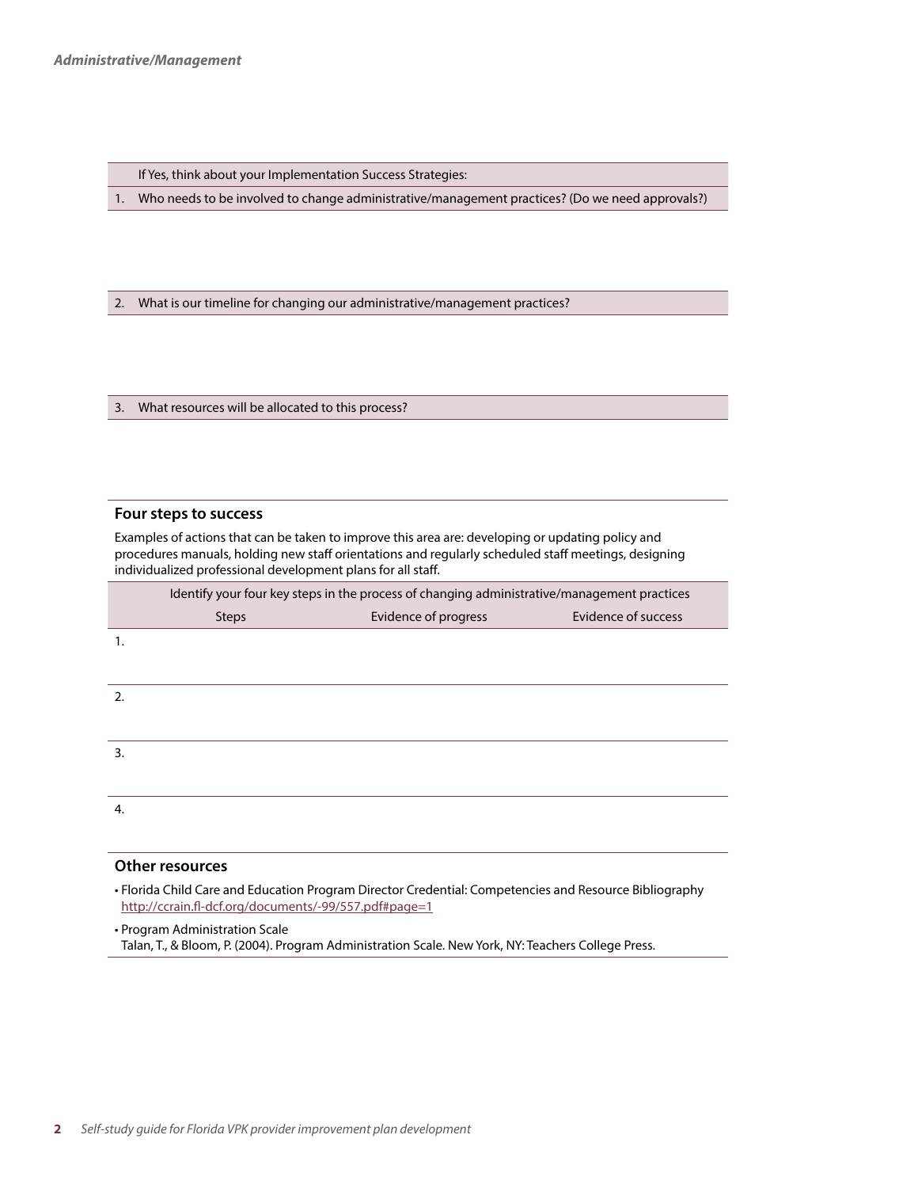If Yes, think about your Implementation Success Strategies:

1. Who needs to be involved to change administrative/management practices? (Do we need approvals?)

2. What is our timeline for changing our administrative/management practices?

3. What resources will be allocated to this process?

## Four steps to success

Examples of actions that can be taken to improve this area are: developing or updating policy and procedures manuals, holding new staff orientations and regularly scheduled staff meetings, designing individualized professional development plans for all staff.

| Identify your four key steps in the process of changing administrative/management practices | | |
|---|---|---|
| Steps | Evidence of progress | Evidence of success |
| 1. | | |
| 2. | | |
| 3. | | |
| 4. | | |

## Other resources

- Florida Child Care and Education Program Director Credential: Competencies and Resource Bibliography http://ccrain.fl-dcf.org/documents/-99/557.pdf#page=1
- Program Administration Scale
  Talan, T., & Bloom, P. (2004). Program Administration Scale. New York, NY: Teachers College Press.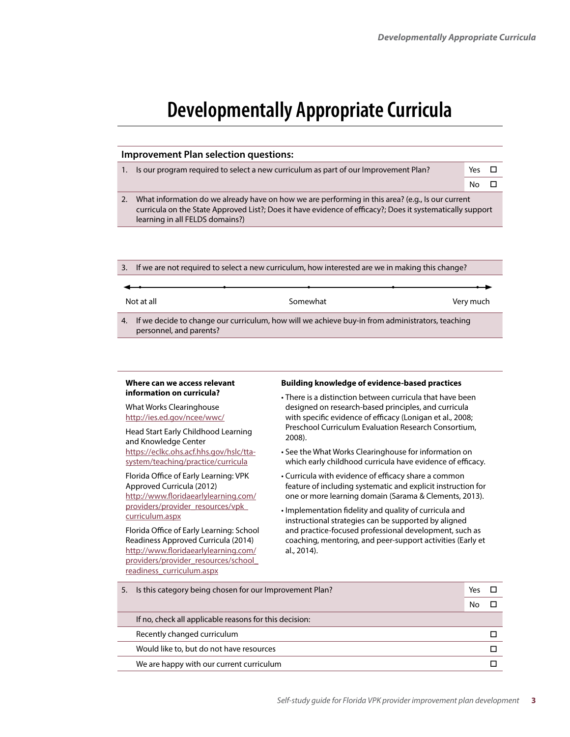# Developmentally Appropriate Curricula

**Improvement Plan selection questions:**

1. Is our program required to select a new curriculum as part of our Improvement Plan?

   Yes ☐
   No ☐

2. What information do we already have on how we are performing in this area? (e.g., Is our current curricula on the State Approved List?; Does it have evidence of efficacy?; Does it systematically support learning in all FELDS domains?)

3. If we are not required to select a new curriculum, how interested are we in making this change?

   Not at all — Somewhat — Very much

4. If we decide to change our curriculum, how will we achieve buy-in from administrators, teaching personnel, and parents?

**Where can we access relevant information on curricula?**

What Works Clearinghouse
http://ies.ed.gov/ncee/wwc/

Head Start Early Childhood Learning and Knowledge Center
https://eclkc.ohs.acf.hhs.gov/hslc/tta-system/teaching/practice/curricula

Florida Office of Early Learning: VPK Approved Curricula (2012)
http://www.floridaearlylearning.com/providers/provider_resources/vpk_curriculum.aspx

Florida Office of Early Learning: School Readiness Approved Curricula (2014)
http://www.floridaearlylearning.com/providers/provider_resources/school_readiness_curriculum.aspx

**Building knowledge of evidence-based practices**

- There is a distinction between curricula that have been designed on research-based principles, and curricula with specific evidence of efficacy (Lonigan et al., 2008; Preschool Curriculum Evaluation Research Consortium, 2008).
- See the What Works Clearinghouse for information on which early childhood curricula have evidence of efficacy.
- Curricula with evidence of efficacy share a common feature of including systematic and explicit instruction for one or more learning domain (Sarama & Clements, 2013).
- Implementation fidelity and quality of curricula and instructional strategies can be supported by aligned and practice-focused professional development, such as coaching, mentoring, and peer-support activities (Early et al., 2014).

5. Is this category being chosen for our Improvement Plan?

   Yes ☐
   No ☐

| If no, check all applicable reasons for this decision: | |
|---|---|
| Recently changed curriculum | ☐ |
| Would like to, but do not have resources | ☐ |
| We are happy with our current curriculum | ☐ |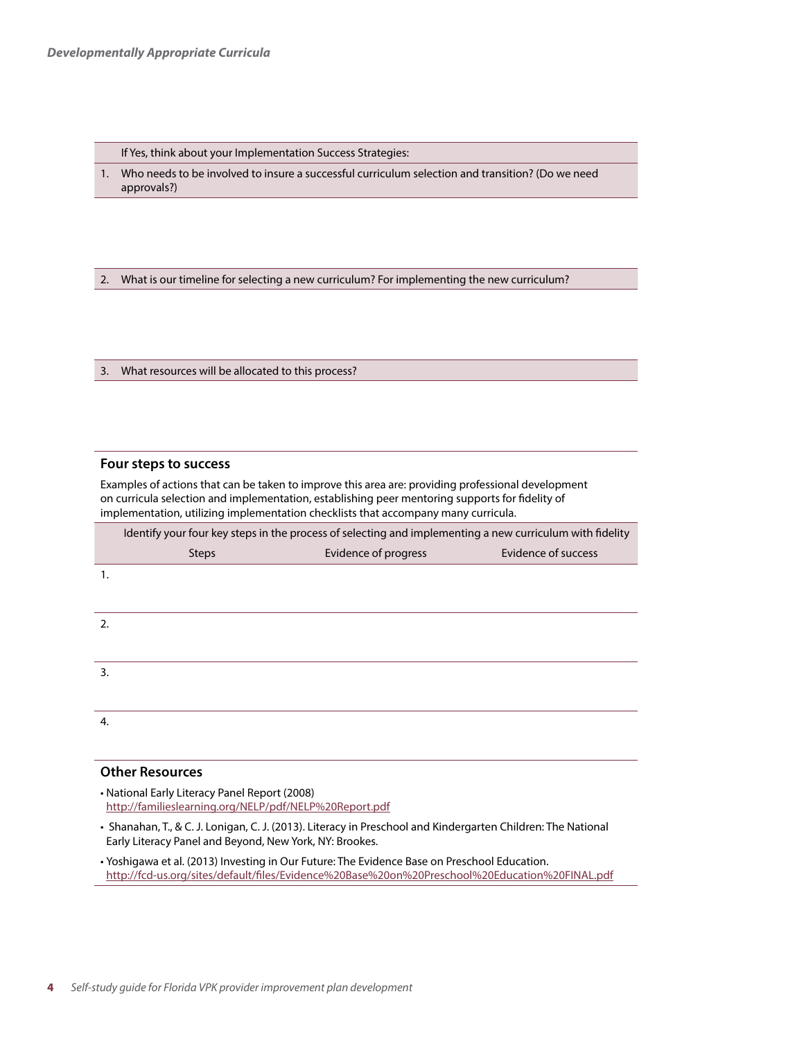If Yes, think about your Implementation Success Strategies:

1. Who needs to be involved to insure a successful curriculum selection and transition? (Do we need approvals?)

2. What is our timeline for selecting a new curriculum? For implementing the new curriculum?

3. What resources will be allocated to this process?

### Four steps to success

Examples of actions that can be taken to improve this area are: providing professional development on curricula selection and implementation, establishing peer mentoring supports for fidelity of implementation, utilizing implementation checklists that accompany many curricula.

Identify your four key steps in the process of selecting and implementing a new curriculum with fidelity

| Steps | Evidence of progress | Evidence of success |
| --- | --- | --- |
| 1. | | |
| 2. | | |
| 3. | | |
| 4. | | |

### Other Resources

- National Early Literacy Panel Report (2008) http://familieslearning.org/NELP/pdf/NELP%20Report.pdf
- Shanahan, T., & C. J. Lonigan, C. J. (2013). Literacy in Preschool and Kindergarten Children: The National Early Literacy Panel and Beyond, New York, NY: Brookes.
- Yoshigawa et al. (2013) Investing in Our Future: The Evidence Base on Preschool Education. http://fcd-us.org/sites/default/files/Evidence%20Base%20on%20Preschool%20Education%20FINAL.pdf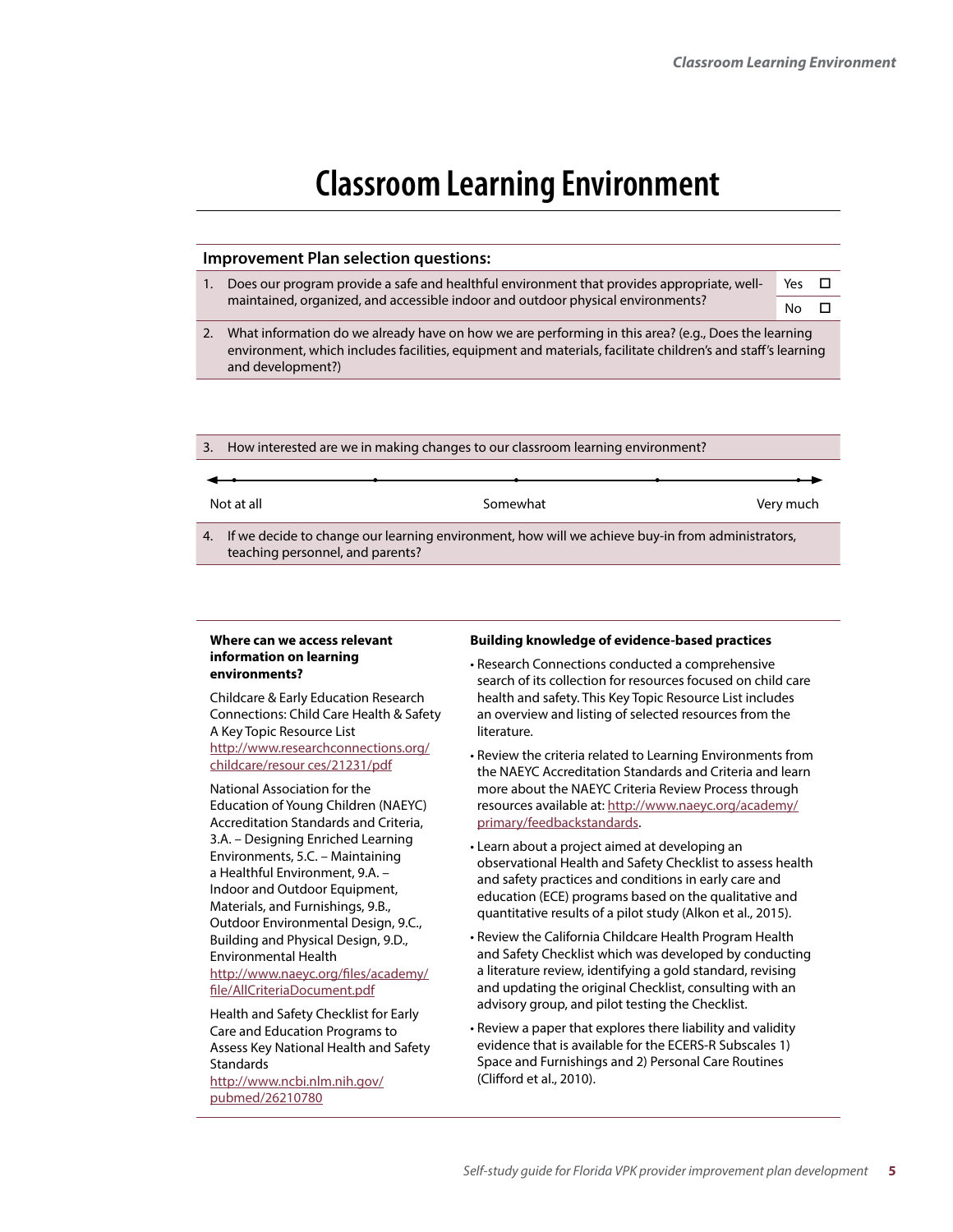# Classroom Learning Environment

**Improvement Plan selection questions:**

1. Does our program provide a safe and healthful environment that provides appropriate, well-maintained, organized, and accessible indoor and outdoor physical environments? Yes ☐ No ☐

2. What information do we already have on how we are performing in this area? (e.g., Does the learning environment, which includes facilities, equipment and materials, facilitate children's and staff's learning and development?)

3. How interested are we in making changes to our classroom learning environment?

Not at all — Somewhat — Very much

4. If we decide to change our learning environment, how will we achieve buy-in from administrators, teaching personnel, and parents?

**Where can we access relevant information on learning environments?**

Childcare & Early Education Research Connections: Child Care Health & Safety A Key Topic Resource List
http://www.researchconnections.org/childcare/resour ces/21231/pdf

National Association for the Education of Young Children (NAEYC) Accreditation Standards and Criteria, 3.A. – Designing Enriched Learning Environments, 5.C. – Maintaining a Healthful Environment, 9.A. – Indoor and Outdoor Equipment, Materials, and Furnishings, 9.B., Outdoor Environmental Design, 9.C., Building and Physical Design, 9.D., Environmental Health
http://www.naeyc.org/files/academy/file/AllCriteriaDocument.pdf

Health and Safety Checklist for Early Care and Education Programs to Assess Key National Health and Safety Standards
http://www.ncbi.nlm.nih.gov/pubmed/26210780

**Building knowledge of evidence-based practices**

- Research Connections conducted a comprehensive search of its collection for resources focused on child care health and safety. This Key Topic Resource List includes an overview and listing of selected resources from the literature.
- Review the criteria related to Learning Environments from the NAEYC Accreditation Standards and Criteria and learn more about the NAEYC Criteria Review Process through resources available at: http://www.naeyc.org/academy/primary/feedbackstandards.
- Learn about a project aimed at developing an observational Health and Safety Checklist to assess health and safety practices and conditions in early care and education (ECE) programs based on the qualitative and quantitative results of a pilot study (Alkon et al., 2015).
- Review the California Childcare Health Program Health and Safety Checklist which was developed by conducting a literature review, identifying a gold standard, revising and updating the original Checklist, consulting with an advisory group, and pilot testing the Checklist.
- Review a paper that explores there liability and validity evidence that is available for the ECERS-R Subscales 1) Space and Furnishings and 2) Personal Care Routines (Clifford et al., 2010).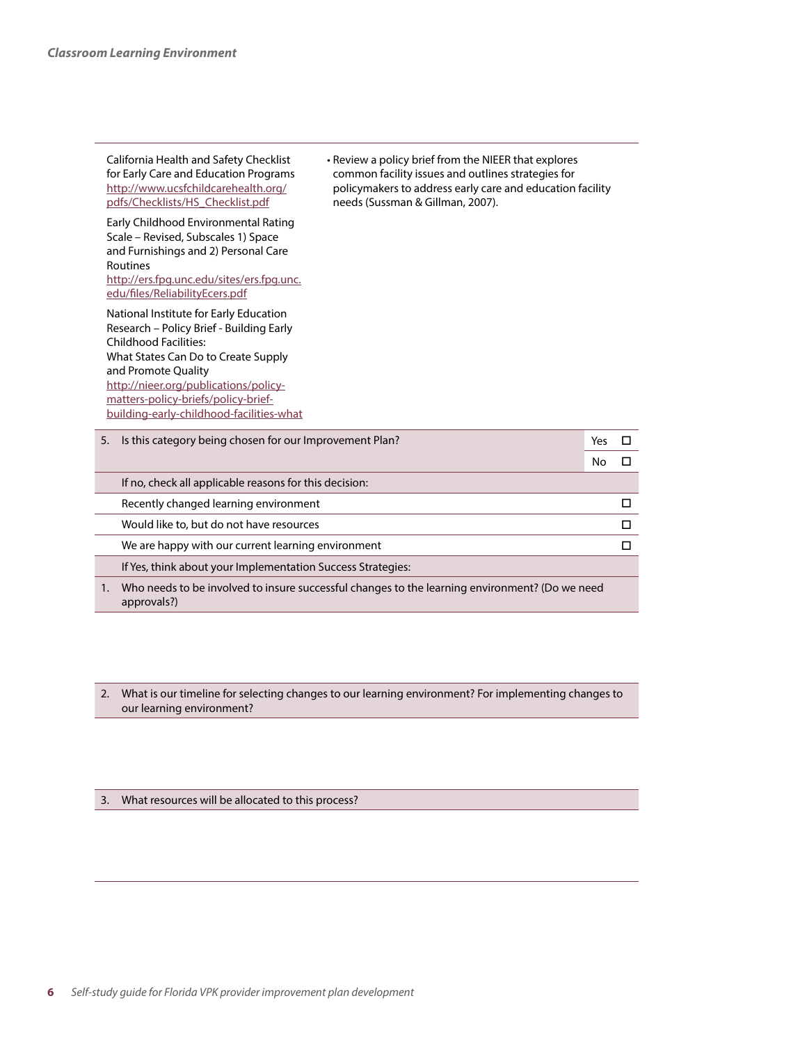| | |
|---|---|
| California Health and Safety Checklist for Early Care and Education Programs http://www.ucsfchildcarehealth.org/pdfs/Checklists/HS_Checklist.pdf | • Review a policy brief from the NIEER that explores common facility issues and outlines strategies for policymakers to address early care and education facility needs (Sussman & Gillman, 2007). |
| Early Childhood Environmental Rating Scale – Revised, Subscales 1) Space and Furnishings and 2) Personal Care Routines http://ers.fpg.unc.edu/sites/ers.fpg.unc.edu/files/ReliabilityEcers.pdf | |
| National Institute for Early Education Research – Policy Brief - Building Early Childhood Facilities: What States Can Do to Create Supply and Promote Quality http://nieer.org/publications/policy-matters-policy-briefs/policy-brief-building-early-childhood-facilities-what | |

| | | | |
|---|---|---|---|
| 5. | Is this category being chosen for our Improvement Plan? | Yes | ☐ |
| | | No | ☐ |
| | If no, check all applicable reasons for this decision: | | |
| | Recently changed learning environment | | ☐ |
| | Would like to, but do not have resources | | ☐ |
| | We are happy with our current learning environment | | ☐ |
| | If Yes, think about your Implementation Success Strategies: | | |
| 1. | Who needs to be involved to insure successful changes to the learning environment? (Do we need approvals?) | | |

2. What is our timeline for selecting changes to our learning environment? For implementing changes to our learning environment?

3. What resources will be allocated to this process?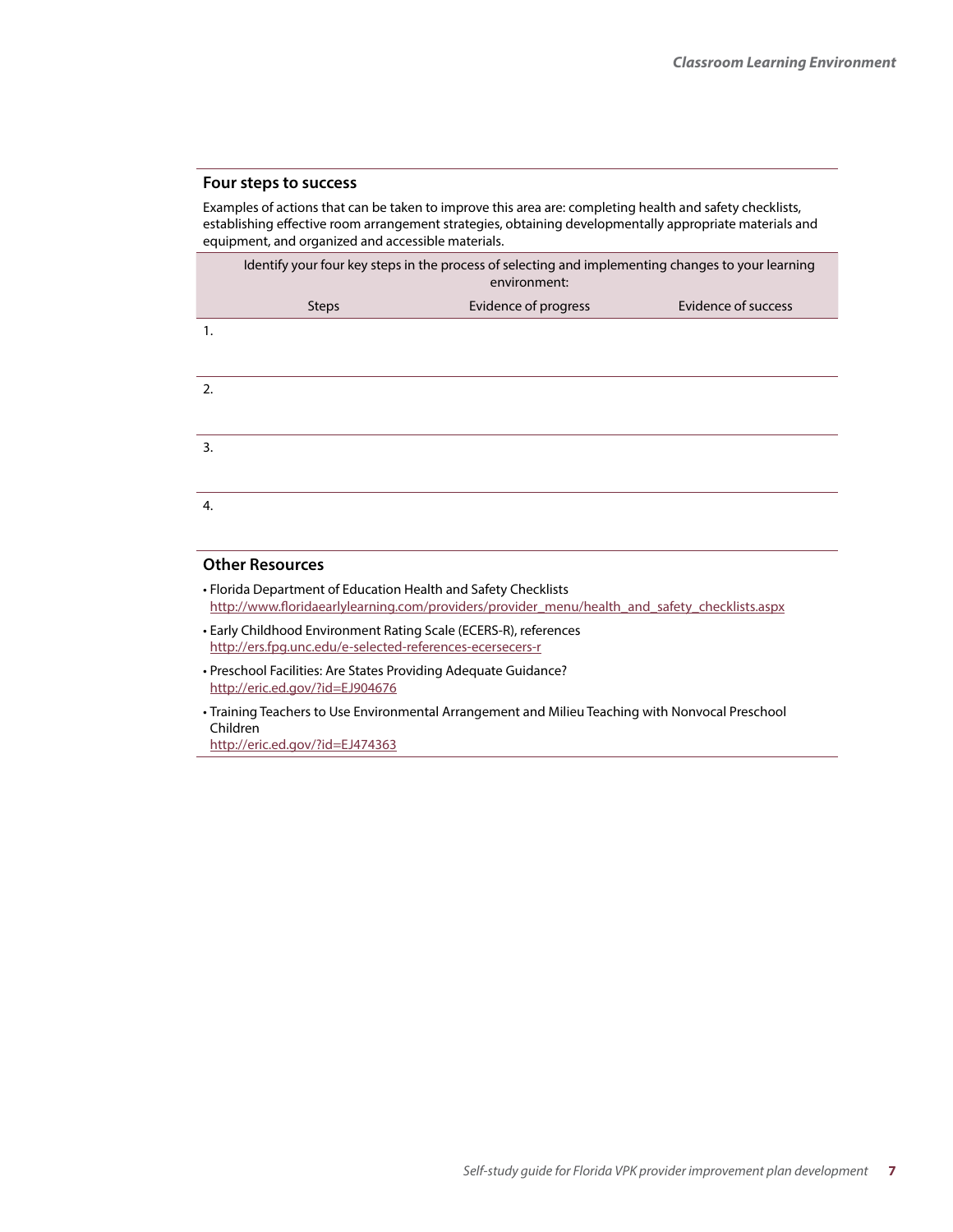## Four steps to success

Examples of actions that can be taken to improve this area are: completing health and safety checklists, establishing effective room arrangement strategies, obtaining developmentally appropriate materials and equipment, and organized and accessible materials.

| Identify your four key steps in the process of selecting and implementing changes to your learning environment: | | |
|---|---|---|
| Steps | Evidence of progress | Evidence of success |
| 1. | | |
| 2. | | |
| 3. | | |
| 4. | | |

## Other Resources

- Florida Department of Education Health and Safety Checklists
  http://www.floridaearlylearning.com/providers/provider_menu/health_and_safety_checklists.aspx
- Early Childhood Environment Rating Scale (ECERS-R), references
  http://ers.fpg.unc.edu/e-selected-references-ecersecers-r
- Preschool Facilities: Are States Providing Adequate Guidance?
  http://eric.ed.gov/?id=EJ904676
- Training Teachers to Use Environmental Arrangement and Milieu Teaching with Nonvocal Preschool Children
  http://eric.ed.gov/?id=EJ474363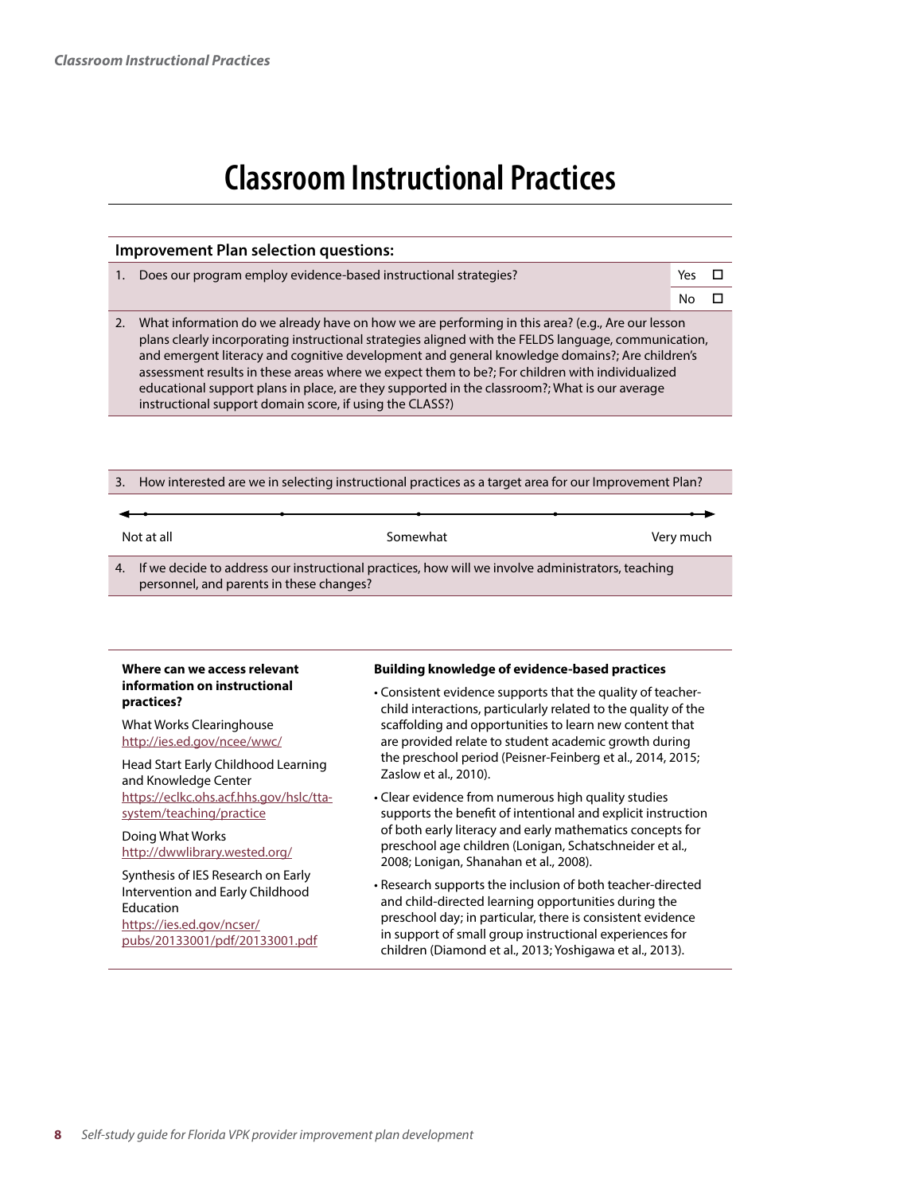# Classroom Instructional Practices

**Improvement Plan selection questions:**

1. Does our program employ evidence-based instructional strategies? Yes ☐ No ☐

2. What information do we already have on how we are performing in this area? (e.g., Are our lesson plans clearly incorporating instructional strategies aligned with the FELDS language, communication, and emergent literacy and cognitive development and general knowledge domains?; Are children's assessment results in these areas where we expect them to be?; For children with individualized educational support plans in place, are they supported in the classroom?; What is our average instructional support domain score, if using the CLASS?)

3. How interested are we in selecting instructional practices as a target area for our Improvement Plan?

Not at all — Somewhat — Very much

4. If we decide to address our instructional practices, how will we involve administrators, teaching personnel, and parents in these changes?

**Where can we access relevant information on instructional practices?**

What Works Clearinghouse
http://ies.ed.gov/ncee/wwc/

Head Start Early Childhood Learning and Knowledge Center
https://eclkc.ohs.acf.hhs.gov/hslc/tta-system/teaching/practice

Doing What Works
http://dwwlibrary.wested.org/

Synthesis of IES Research on Early Intervention and Early Childhood Education
https://ies.ed.gov/ncser/pubs/20133001/pdf/20133001.pdf

**Building knowledge of evidence-based practices**

- Consistent evidence supports that the quality of teacher-child interactions, particularly related to the quality of the scaffolding and opportunities to learn new content that are provided relate to student academic growth during the preschool period (Peisner-Feinberg et al., 2014, 2015; Zaslow et al., 2010).
- Clear evidence from numerous high quality studies supports the benefit of intentional and explicit instruction of both early literacy and early mathematics concepts for preschool age children (Lonigan, Schatschneider et al., 2008; Lonigan, Shanahan et al., 2008).
- Research supports the inclusion of both teacher-directed and child-directed learning opportunities during the preschool day; in particular, there is consistent evidence in support of small group instructional experiences for children (Diamond et al., 2013; Yoshigawa et al., 2013).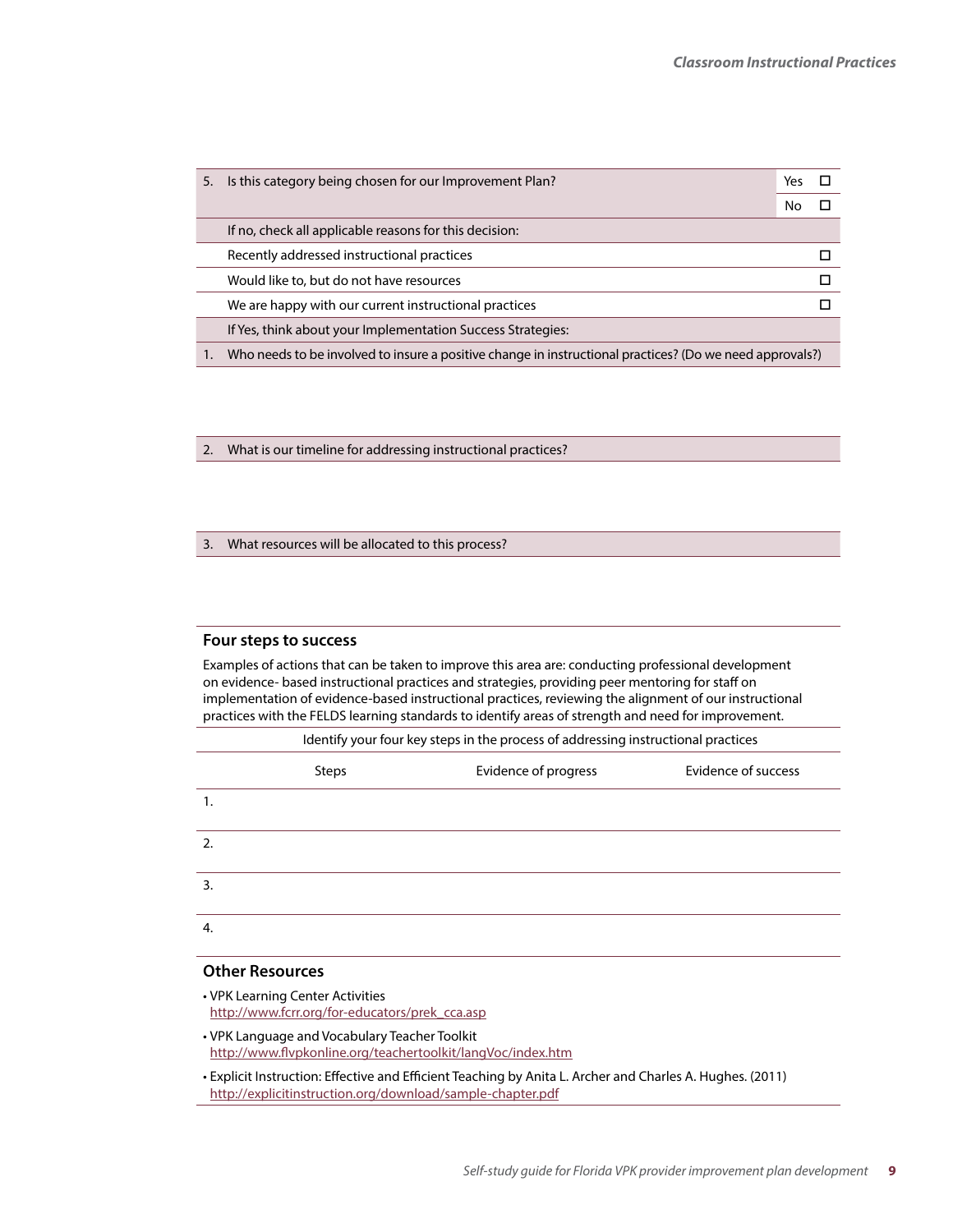| 5. | Is this category being chosen for our Improvement Plan? | Yes ☐ |
|---|---|---|
| | | No ☐ |
| | If no, check all applicable reasons for this decision: | |
| | Recently addressed instructional practices | ☐ |
| | Would like to, but do not have resources | ☐ |
| | We are happy with our current instructional practices | ☐ |
| | If Yes, think about your Implementation Success Strategies: | |
| 1. | Who needs to be involved to insure a positive change in instructional practices? (Do we need approvals?) | |

2. What is our timeline for addressing instructional practices?

3. What resources will be allocated to this process?

## Four steps to success

Examples of actions that can be taken to improve this area are: conducting professional development on evidence- based instructional practices and strategies, providing peer mentoring for staff on implementation of evidence-based instructional practices, reviewing the alignment of our instructional practices with the FELDS learning standards to identify areas of strength and need for improvement.

Identify your four key steps in the process of addressing instructional practices

| | Steps | Evidence of progress | Evidence of success |
|---|---|---|---|
| 1. | | | |
| 2. | | | |
| 3. | | | |
| 4. | | | |

## Other Resources

- VPK Learning Center Activities
  http://www.fcrr.org/for-educators/prek_cca.asp
- VPK Language and Vocabulary Teacher Toolkit
  http://www.flvpkonline.org/teachertoolkit/langVoc/index.htm
- Explicit Instruction: Effective and Efficient Teaching by Anita L. Archer and Charles A. Hughes. (2011)
  http://explicitinstruction.org/download/sample-chapter.pdf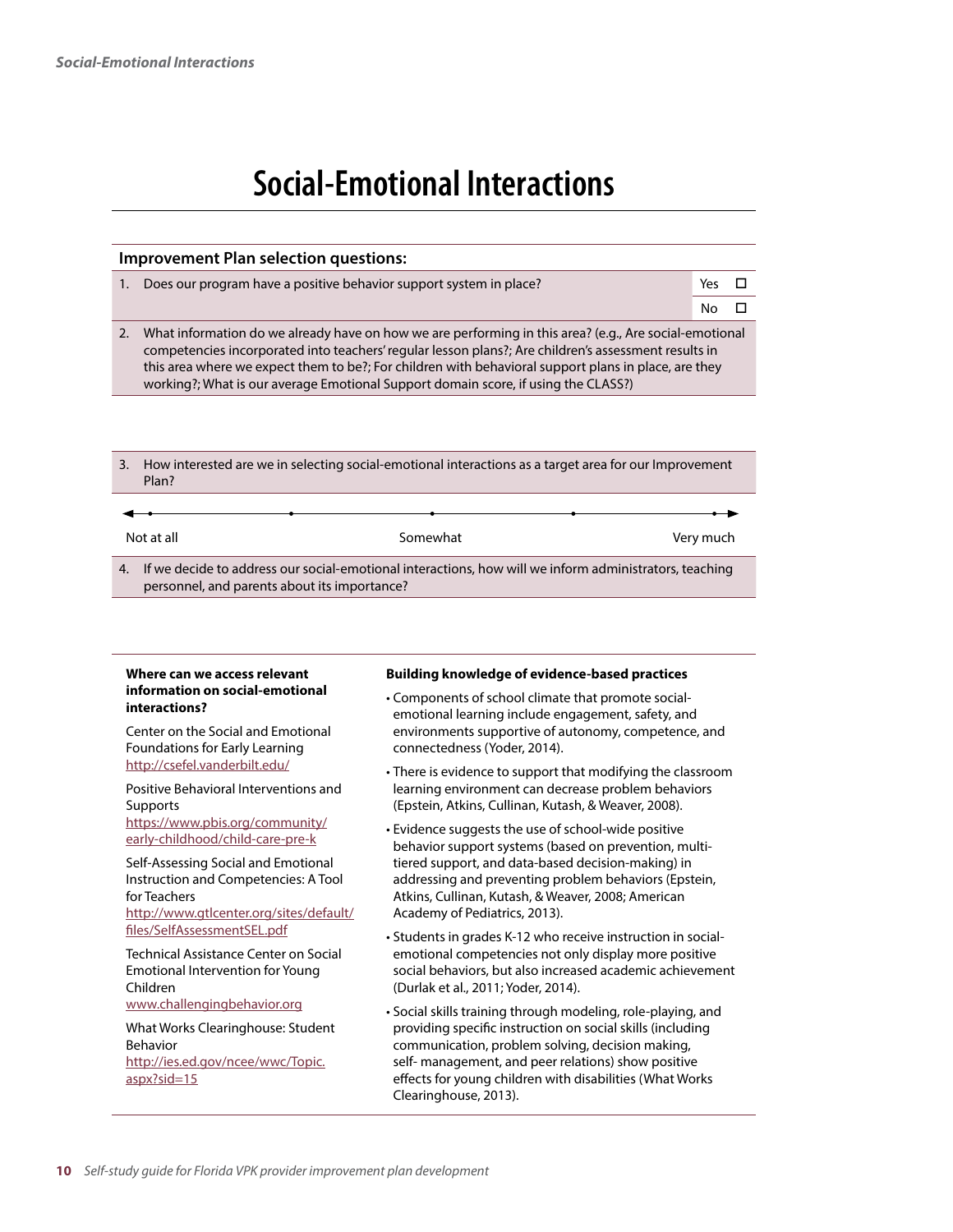# Social-Emotional Interactions

**Improvement Plan selection questions:**

1. Does our program have a positive behavior support system in place?

   Yes ☐

   No ☐

2. What information do we already have on how we are performing in this area? (e.g., Are social-emotional competencies incorporated into teachers' regular lesson plans?; Are children's assessment results in this area where we expect them to be?; For children with behavioral support plans in place, are they working?; What is our average Emotional Support domain score, if using the CLASS?)

3. How interested are we in selecting social-emotional interactions as a target area for our Improvement Plan?

   Not at all ——— Somewhat ——— Very much

4. If we decide to address our social-emotional interactions, how will we inform administrators, teaching personnel, and parents about its importance?

**Where can we access relevant information on social-emotional interactions?**

Center on the Social and Emotional Foundations for Early Learning
http://csefel.vanderbilt.edu/

Positive Behavioral Interventions and Supports
https://www.pbis.org/community/early-childhood/child-care-pre-k

Self-Assessing Social and Emotional Instruction and Competencies: A Tool for Teachers
http://www.gtlcenter.org/sites/default/files/SelfAssessmentSEL.pdf

Technical Assistance Center on Social Emotional Intervention for Young Children
www.challengingbehavior.org

What Works Clearinghouse: Student Behavior
http://ies.ed.gov/ncee/wwc/Topic.aspx?sid=15

**Building knowledge of evidence-based practices**

- Components of school climate that promote social-emotional learning include engagement, safety, and environments supportive of autonomy, competence, and connectedness (Yoder, 2014).
- There is evidence to support that modifying the classroom learning environment can decrease problem behaviors (Epstein, Atkins, Cullinan, Kutash, & Weaver, 2008).
- Evidence suggests the use of school-wide positive behavior support systems (based on prevention, multi-tiered support, and data-based decision-making) in addressing and preventing problem behaviors (Epstein, Atkins, Cullinan, Kutash, & Weaver, 2008; American Academy of Pediatrics, 2013).
- Students in grades K-12 who receive instruction in social-emotional competencies not only display more positive social behaviors, but also increased academic achievement (Durlak et al., 2011; Yoder, 2014).
- Social skills training through modeling, role-playing, and providing specific instruction on social skills (including communication, problem solving, decision making, self- management, and peer relations) show positive effects for young children with disabilities (What Works Clearinghouse, 2013).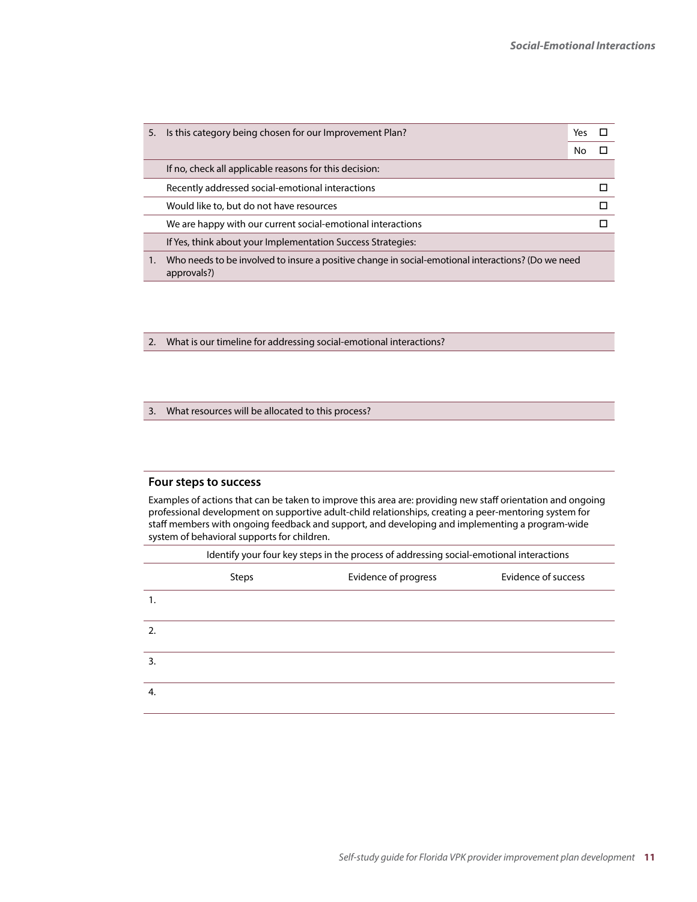| 5. | Is this category being chosen for our Improvement Plan? | Yes ☐ |
|---|---|---|
| | | No ☐ |
| | If no, check all applicable reasons for this decision: | |
| | Recently addressed social-emotional interactions | ☐ |
| | Would like to, but do not have resources | ☐ |
| | We are happy with our current social-emotional interactions | ☐ |
| | If Yes, think about your Implementation Success Strategies: | |
| 1. | Who needs to be involved to insure a positive change in social-emotional interactions? (Do we need approvals?) | |

2. What is our timeline for addressing social-emotional interactions?

3. What resources will be allocated to this process?

### Four steps to success

Examples of actions that can be taken to improve this area are: providing new staff orientation and ongoing professional development on supportive adult-child relationships, creating a peer-mentoring system for staff members with ongoing feedback and support, and developing and implementing a program-wide system of behavioral supports for children.

Identify your four key steps in the process of addressing social-emotional interactions

| | Steps | Evidence of progress | Evidence of success |
|---|---|---|---|
| 1. | | | |
| 2. | | | |
| 3. | | | |
| 4. | | | |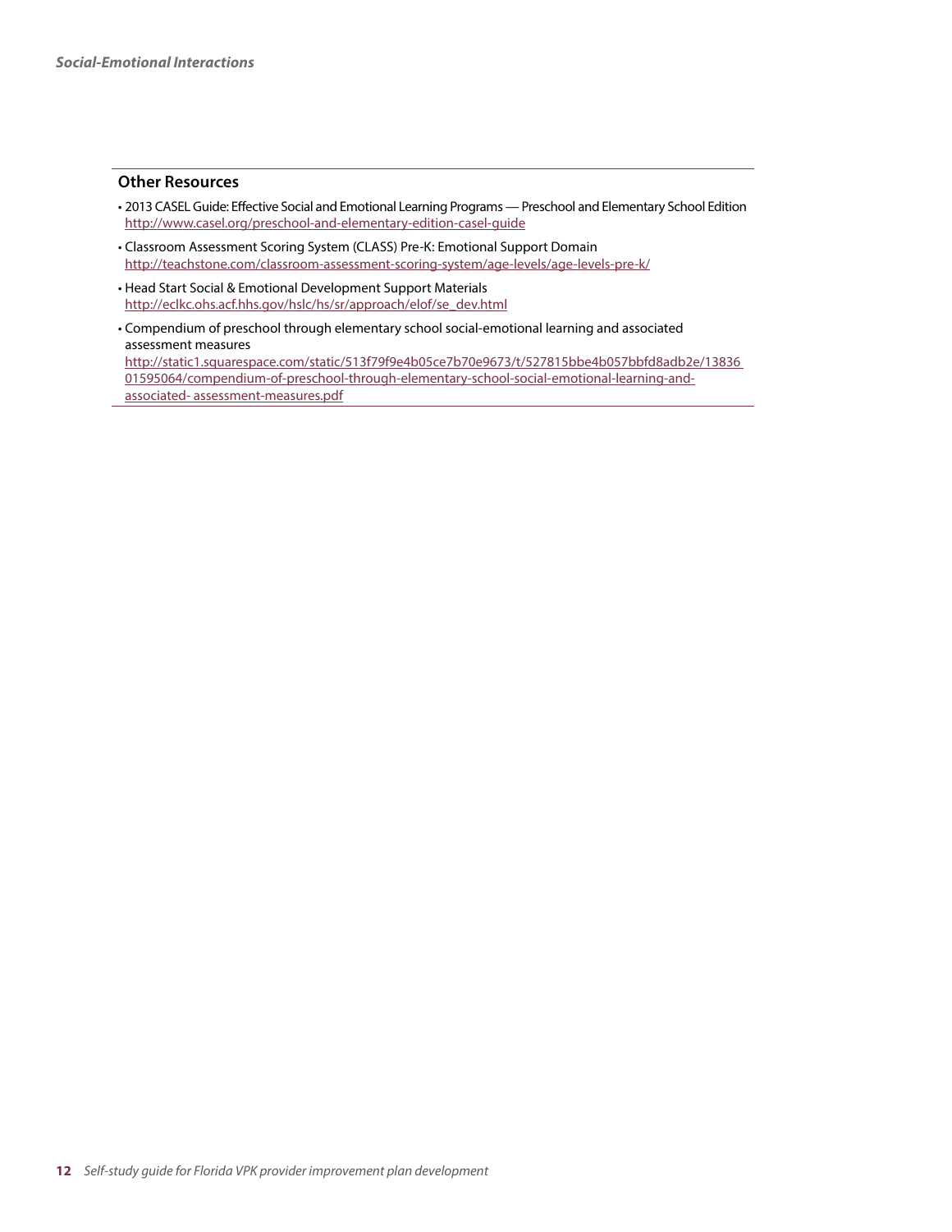## Other Resources

- 2013 CASEL Guide: Effective Social and Emotional Learning Programs — Preschool and Elementary School Edition
  http://www.casel.org/preschool-and-elementary-edition-casel-guide
- Classroom Assessment Scoring System (CLASS) Pre-K: Emotional Support Domain
  http://teachstone.com/classroom-assessment-scoring-system/age-levels/age-levels-pre-k/
- Head Start Social & Emotional Development Support Materials
  http://eclkc.ohs.acf.hhs.gov/hslc/hs/sr/approach/elof/se_dev.html
- Compendium of preschool through elementary school social-emotional learning and associated assessment measures
  http://static1.squarespace.com/static/513f79f9e4b05ce7b70e9673/t/527815bbe4b057bbfd8adb2e/1383601595064/compendium-of-preschool-through-elementary-school-social-emotional-learning-and-associated- assessment-measures.pdf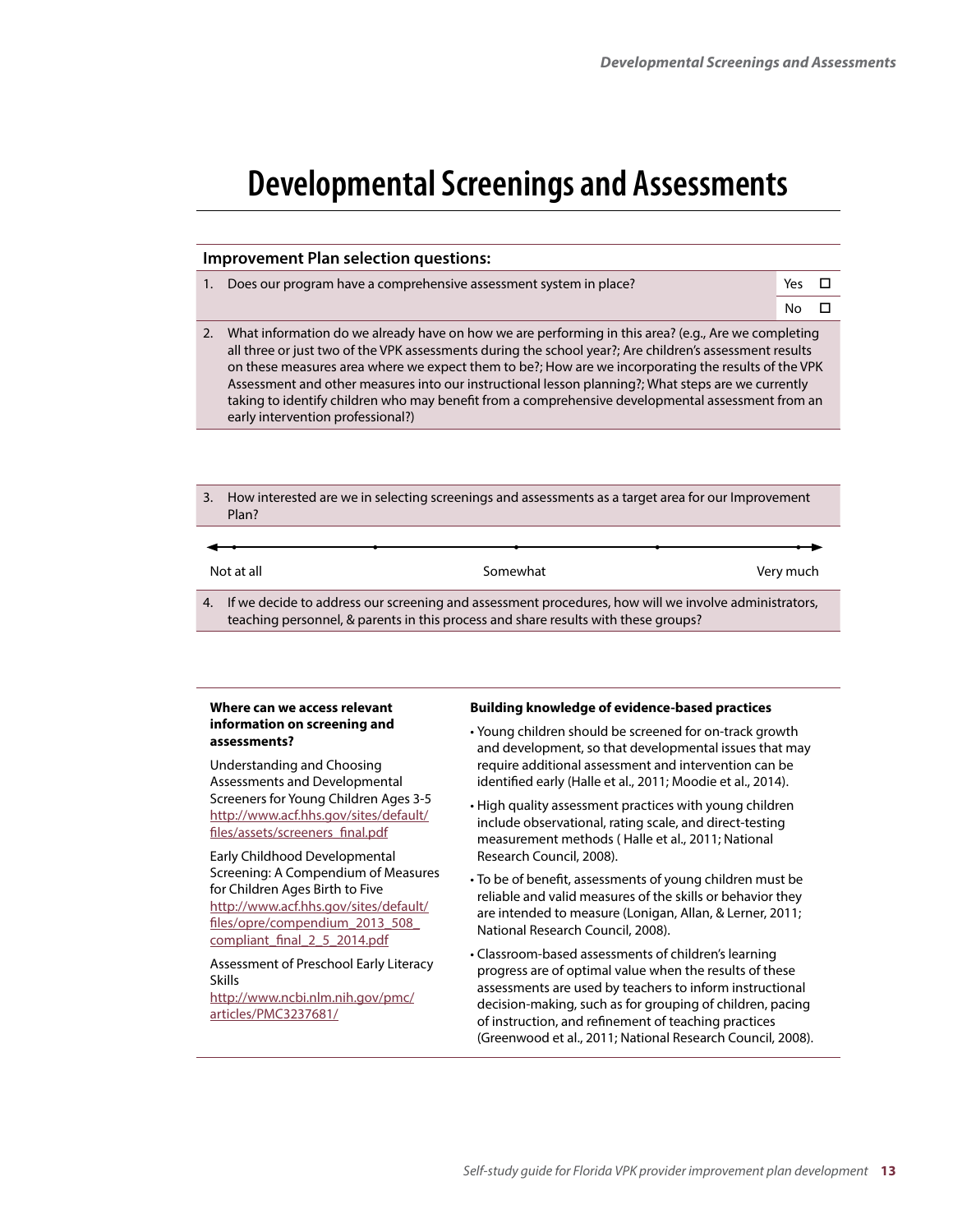# Developmental Screenings and Assessments

**Improvement Plan selection questions:**

1. Does our program have a comprehensive assessment system in place? Yes ☐ No ☐

2. What information do we already have on how we are performing in this area? (e.g., Are we completing all three or just two of the VPK assessments during the school year?; Are children's assessment results on these measures area where we expect them to be?; How are we incorporating the results of the VPK Assessment and other measures into our instructional lesson planning?; What steps are we currently taking to identify children who may benefit from a comprehensive developmental assessment from an early intervention professional?)

3. How interested are we in selecting screenings and assessments as a target area for our Improvement Plan?

Not at all — Somewhat — Very much

4. If we decide to address our screening and assessment procedures, how will we involve administrators, teaching personnel, & parents in this process and share results with these groups?

**Where can we access relevant information on screening and assessments?**

Understanding and Choosing Assessments and Developmental Screeners for Young Children Ages 3-5
http://www.acf.hhs.gov/sites/default/files/assets/screeners_final.pdf

Early Childhood Developmental Screening: A Compendium of Measures for Children Ages Birth to Five
http://www.acf.hhs.gov/sites/default/files/opre/compendium_2013_508_compliant_final_2_5_2014.pdf

Assessment of Preschool Early Literacy Skills
http://www.ncbi.nlm.nih.gov/pmc/articles/PMC3237681/

**Building knowledge of evidence-based practices**

- Young children should be screened for on-track growth and development, so that developmental issues that may require additional assessment and intervention can be identified early (Halle et al., 2011; Moodie et al., 2014).
- High quality assessment practices with young children include observational, rating scale, and direct-testing measurement methods ( Halle et al., 2011; National Research Council, 2008).
- To be of benefit, assessments of young children must be reliable and valid measures of the skills or behavior they are intended to measure (Lonigan, Allan, & Lerner, 2011; National Research Council, 2008).
- Classroom-based assessments of children's learning progress are of optimal value when the results of these assessments are used by teachers to inform instructional decision-making, such as for grouping of children, pacing of instruction, and refinement of teaching practices (Greenwood et al., 2011; National Research Council, 2008).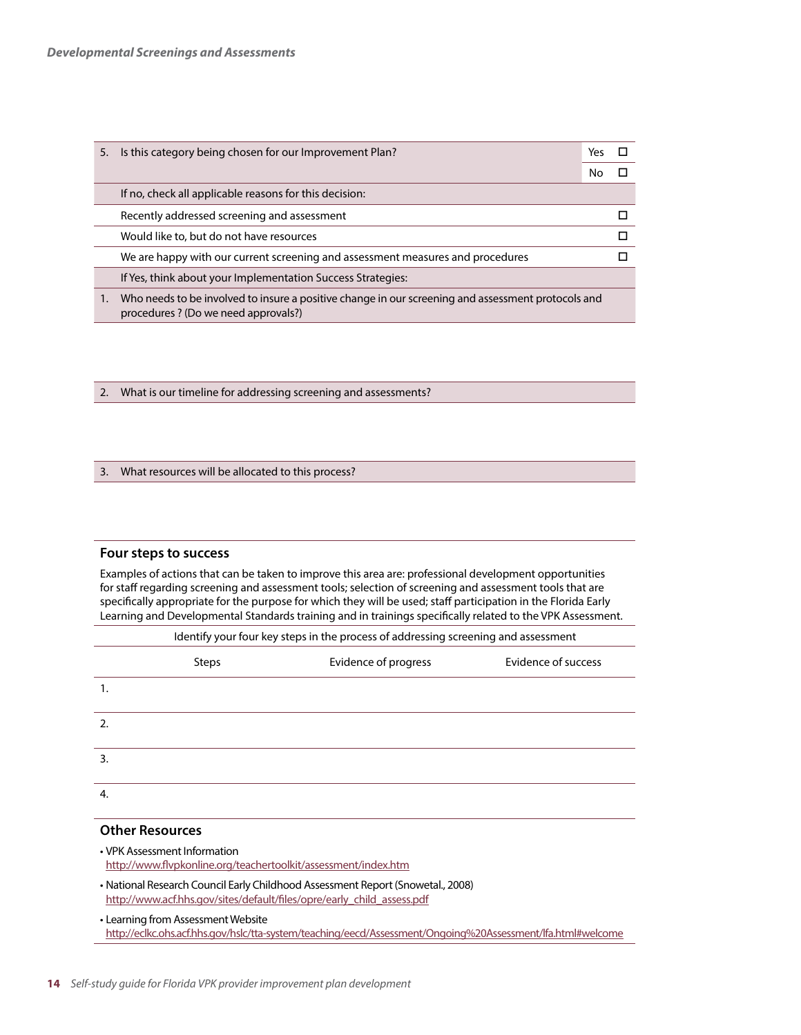| 5. | Is this category being chosen for our Improvement Plan? | Yes | ☐ |
|---|---|---|---|
| | | No | ☐ |
| | If no, check all applicable reasons for this decision: | | |
| | Recently addressed screening and assessment | | ☐ |
| | Would like to, but do not have resources | | ☐ |
| | We are happy with our current screening and assessment measures and procedures | | ☐ |
| | If Yes, think about your Implementation Success Strategies: | | |
| 1. | Who needs to be involved to insure a positive change in our screening and assessment protocols and procedures ? (Do we need approvals?) | | |

2. What is our timeline for addressing screening and assessments?

3. What resources will be allocated to this process?

## Four steps to success

Examples of actions that can be taken to improve this area are: professional development opportunities for staff regarding screening and assessment tools; selection of screening and assessment tools that are specifically appropriate for the purpose for which they will be used; staff participation in the Florida Early Learning and Developmental Standards training and in trainings specifically related to the VPK Assessment.

Identify your four key steps in the process of addressing screening and assessment

| | Steps | Evidence of progress | Evidence of success |
|---|---|---|---|
| 1. | | | |
| 2. | | | |
| 3. | | | |
| 4. | | | |

## Other Resources

- VPK Assessment Information
  http://www.flvpkonline.org/teachertoolkit/assessment/index.htm
- National Research Council Early Childhood Assessment Report (Snowetal., 2008)
  http://www.acf.hhs.gov/sites/default/files/opre/early_child_assess.pdf
- Learning from Assessment Website
  http://eclkc.ohs.acf.hhs.gov/hslc/tta-system/teaching/eecd/Assessment/Ongoing%20Assessment/lfa.html#welcome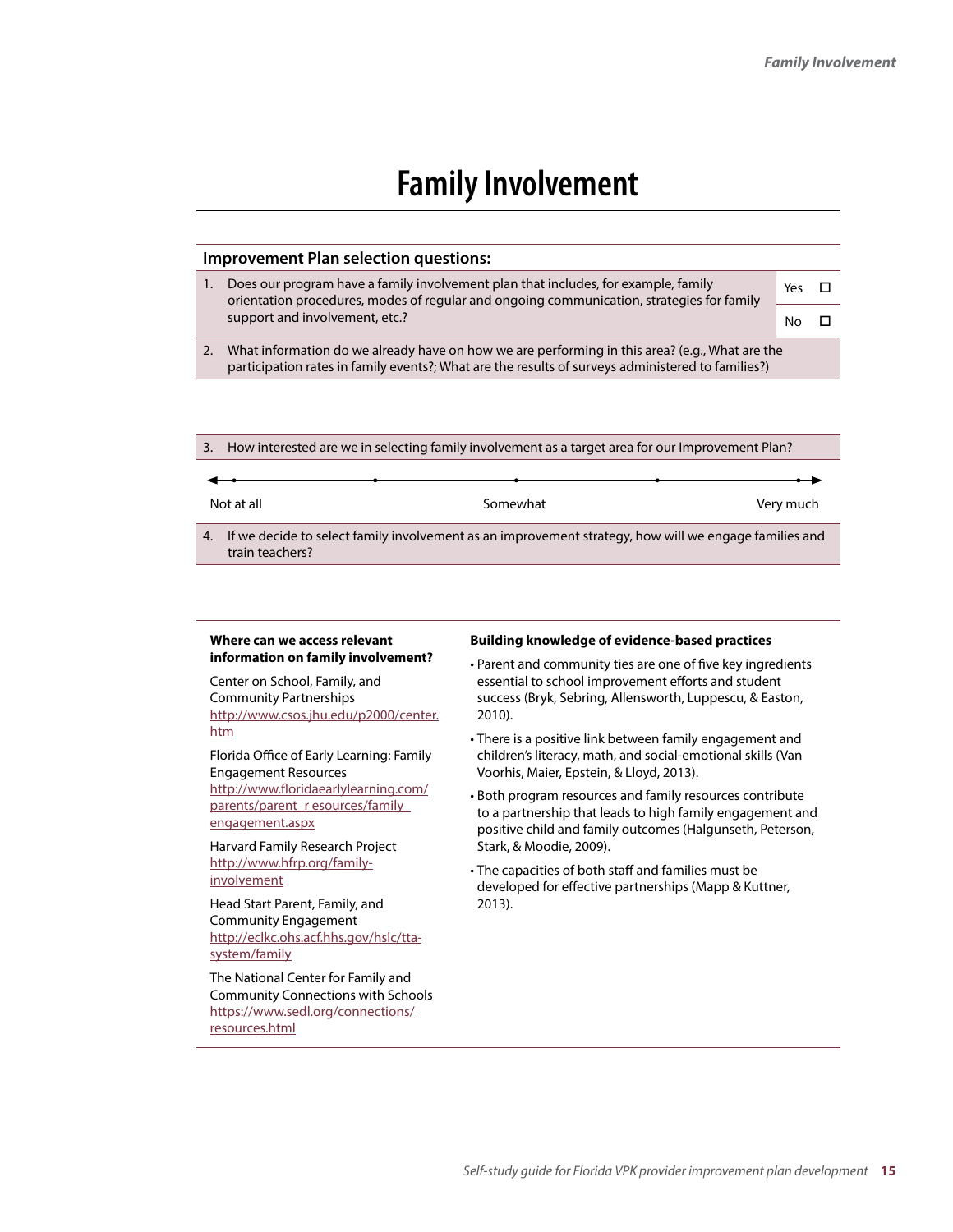# Family Involvement

## Improvement Plan selection questions:

1. Does our program have a family involvement plan that includes, for example, family orientation procedures, modes of regular and ongoing communication, strategies for family support and involvement, etc.?

   Yes ☐

   No ☐

2. What information do we already have on how we are performing in this area? (e.g., What are the participation rates in family events?; What are the results of surveys administered to families?)

3. How interested are we in selecting family involvement as a target area for our Improvement Plan?

   Not at all — Somewhat — Very much

4. If we decide to select family involvement as an improvement strategy, how will we engage families and train teachers?

**Where can we access relevant information on family involvement?**

Center on School, Family, and Community Partnerships
http://www.csos.jhu.edu/p2000/center.htm

Florida Office of Early Learning: Family Engagement Resources
http://www.floridaearlylearning.com/parents/parent_r esources/family_engagement.aspx

Harvard Family Research Project
http://www.hfrp.org/family-involvement

Head Start Parent, Family, and Community Engagement
http://eclkc.ohs.acf.hhs.gov/hslc/tta-system/family

The National Center for Family and Community Connections with Schools
https://www.sedl.org/connections/resources.html

**Building knowledge of evidence-based practices**

- Parent and community ties are one of five key ingredients essential to school improvement efforts and student success (Bryk, Sebring, Allensworth, Luppescu, & Easton, 2010).
- There is a positive link between family engagement and children's literacy, math, and social-emotional skills (Van Voorhis, Maier, Epstein, & Lloyd, 2013).
- Both program resources and family resources contribute to a partnership that leads to high family engagement and positive child and family outcomes (Halgunseth, Peterson, Stark, & Moodie, 2009).
- The capacities of both staff and families must be developed for effective partnerships (Mapp & Kuttner, 2013).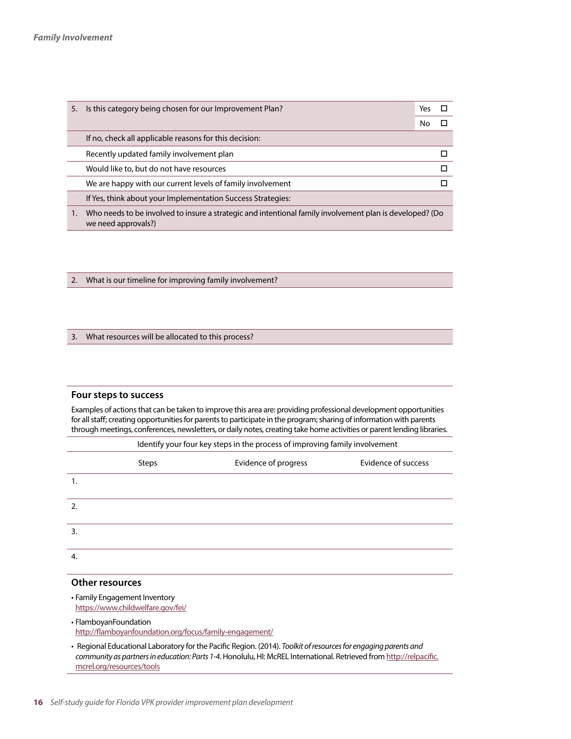| 5. | Is this category being chosen for our Improvement Plan? | Yes ☐ |
|---|---|---|
| | | No ☐ |
| | If no, check all applicable reasons for this decision: | |
| | Recently updated family involvement plan | ☐ |
| | Would like to, but do not have resources | ☐ |
| | We are happy with our current levels of family involvement | ☐ |
| | If Yes, think about your Implementation Success Strategies: | |
| 1. | Who needs to be involved to insure a strategic and intentional family involvement plan is developed? (Do we need approvals?) | |

2. What is our timeline for improving family involvement?

3. What resources will be allocated to this process?

### Four steps to success

Examples of actions that can be taken to improve this area are: providing professional development opportunities for all staff; creating opportunities for parents to participate in the program; sharing of information with parents through meetings, conferences, newsletters, or daily notes, creating take home activities or parent lending libraries.

Identify your four key steps in the process of improving family involvement

| | Steps | Evidence of progress | Evidence of success |
|---|---|---|---|
| 1. | | | |
| 2. | | | |
| 3. | | | |
| 4. | | | |

### Other resources

- Family Engagement Inventory
  https://www.childwelfare.gov/fei/
- FlamboyanFoundation
  http://flamboyanfoundation.org/focus/family-engagement/
- Regional Educational Laboratory for the Pacific Region. (2014). *Toolkit of resources for engaging parents and community as partners in education: Parts 1-4*. Honolulu, HI: McREL International. Retrieved from http://relpacific.mcrel.org/resources/tools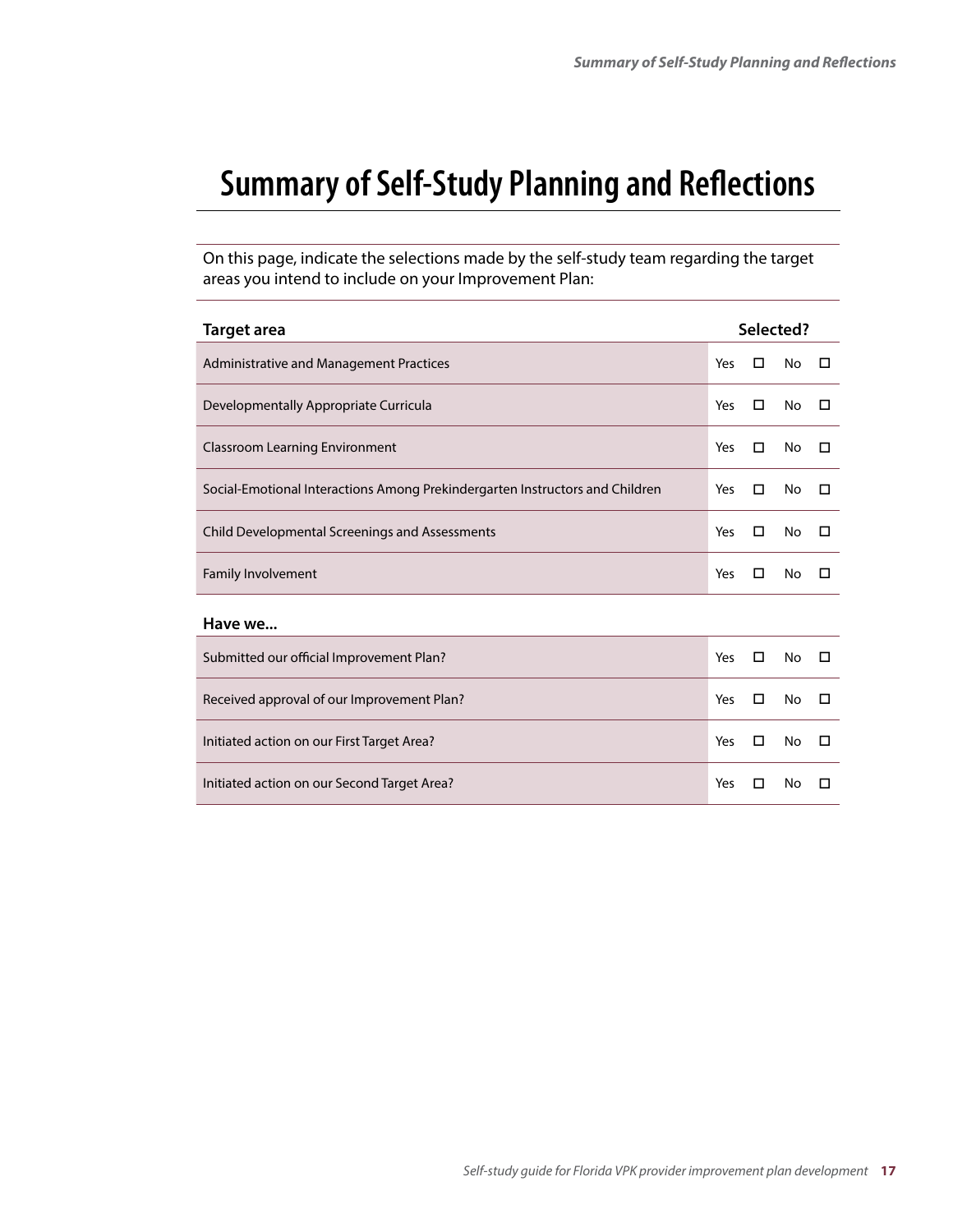# Summary of Self-Study Planning and Reflections

On this page, indicate the selections made by the self-study team regarding the target areas you intend to include on your Improvement Plan:

| Target area | Selected? |
|---|---|
| Administrative and Management Practices | Yes ☐ No ☐ |
| Developmentally Appropriate Curricula | Yes ☐ No ☐ |
| Classroom Learning Environment | Yes ☐ No ☐ |
| Social-Emotional Interactions Among Prekindergarten Instructors and Children | Yes ☐ No ☐ |
| Child Developmental Screenings and Assessments | Yes ☐ No ☐ |
| Family Involvement | Yes ☐ No ☐ |

| Have we... | |
|---|---|
| Submitted our official Improvement Plan? | Yes ☐ No ☐ |
| Received approval of our Improvement Plan? | Yes ☐ No ☐ |
| Initiated action on our First Target Area? | Yes ☐ No ☐ |
| Initiated action on our Second Target Area? | Yes ☐ No ☐ |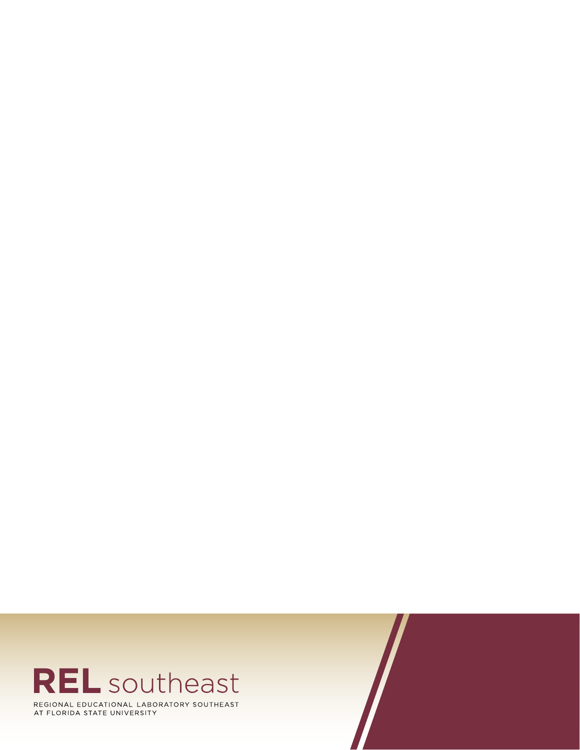**REL** southeast

REGIONAL EDUCATIONAL LABORATORY SOUTHEAST
AT FLORIDA STATE UNIVERSITY